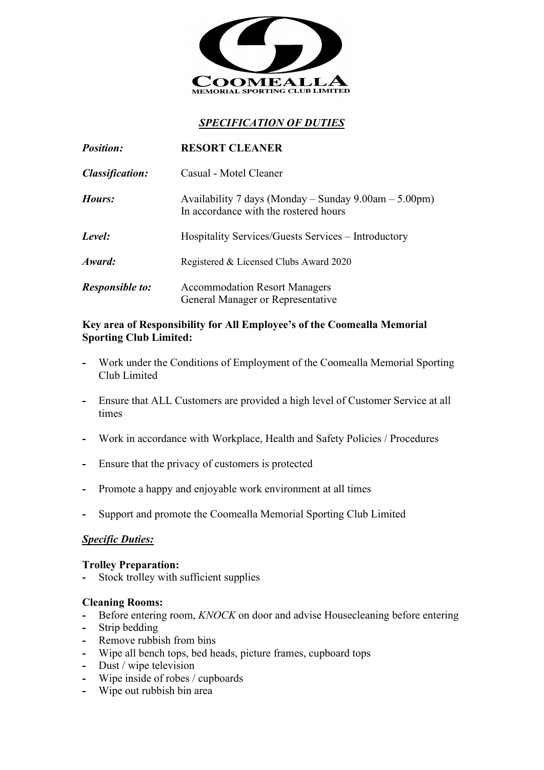COOMEALLA
MEMORIAL SPORTING CLUB LIMITED

## *SPECIFICATION OF DUTIES*

| | |
|---|---|
| ***Position:*** | **RESORT CLEANER** |
| ***Classification:*** | Casual - Motel Cleaner |
| ***Hours:*** | Availability 7 days (Monday – Sunday 9.00am – 5.00pm)<br>In accordance with the rostered hours |
| ***Level:*** | Hospitality Services/Guests Services – Introductory |
| ***Award:*** | Registered & Licensed Clubs Award 2020 |
| ***Responsible to:*** | Accommodation Resort Managers<br>General Manager or Representative |

**Key area of Responsibility for All Employee's of the Coomealla Memorial Sporting Club Limited:**

- Work under the Conditions of Employment of the Coomealla Memorial Sporting Club Limited
- Ensure that ALL Customers are provided a high level of Customer Service at all times
- Work in accordance with Workplace, Health and Safety Policies / Procedures
- Ensure that the privacy of customers is protected
- Promote a happy and enjoyable work environment at all times
- Support and promote the Coomealla Memorial Sporting Club Limited

### ***Specific Duties:***

**Trolley Preparation:**

- Stock trolley with sufficient supplies

**Cleaning Rooms:**

- Before entering room, *KNOCK* on door and advise Housecleaning before entering
- Strip bedding
- Remove rubbish from bins
- Wipe all bench tops, bed heads, picture frames, cupboard tops
- Dust / wipe television
- Wipe inside of robes / cupboards
- Wipe out rubbish bin area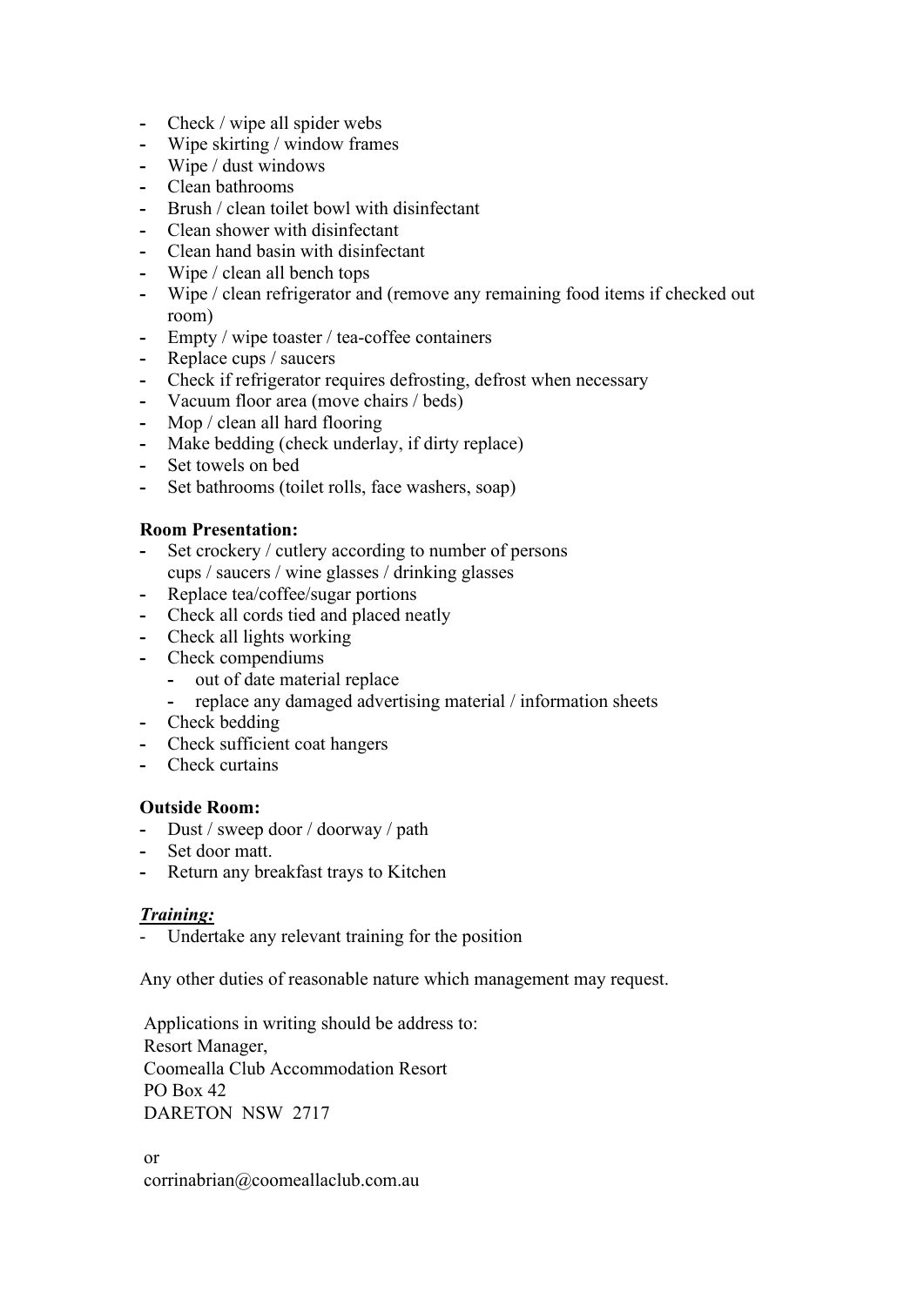- Check / wipe all spider webs
- Wipe skirting / window frames
- Wipe / dust windows
- Clean bathrooms
- Brush / clean toilet bowl with disinfectant
- Clean shower with disinfectant
- Clean hand basin with disinfectant
- Wipe / clean all bench tops
- Wipe / clean refrigerator and (remove any remaining food items if checked out room)
- Empty / wipe toaster / tea-coffee containers
- Replace cups / saucers
- Check if refrigerator requires defrosting, defrost when necessary
- Vacuum floor area (move chairs / beds)
- Mop / clean all hard flooring
- Make bedding (check underlay, if dirty replace)
- Set towels on bed
- Set bathrooms (toilet rolls, face washers, soap)

**Room Presentation:**

- Set crockery / cutlery according to number of persons
  cups / saucers / wine glasses / drinking glasses
- Replace tea/coffee/sugar portions
- Check all cords tied and placed neatly
- Check all lights working
- Check compendiums
  - out of date material replace
  - replace any damaged advertising material / information sheets
- Check bedding
- Check sufficient coat hangers
- Check curtains

**Outside Room:**

- Dust / sweep door / doorway / path
- Set door matt.
- Return any breakfast trays to Kitchen

***Training:***

- Undertake any relevant training for the position

Any other duties of reasonable nature which management may request.

Applications in writing should be address to:
Resort Manager,
Coomealla Club Accommodation Resort
PO Box 42
DARETON NSW 2717

or
corrinabrian@coomeallaclub.com.au